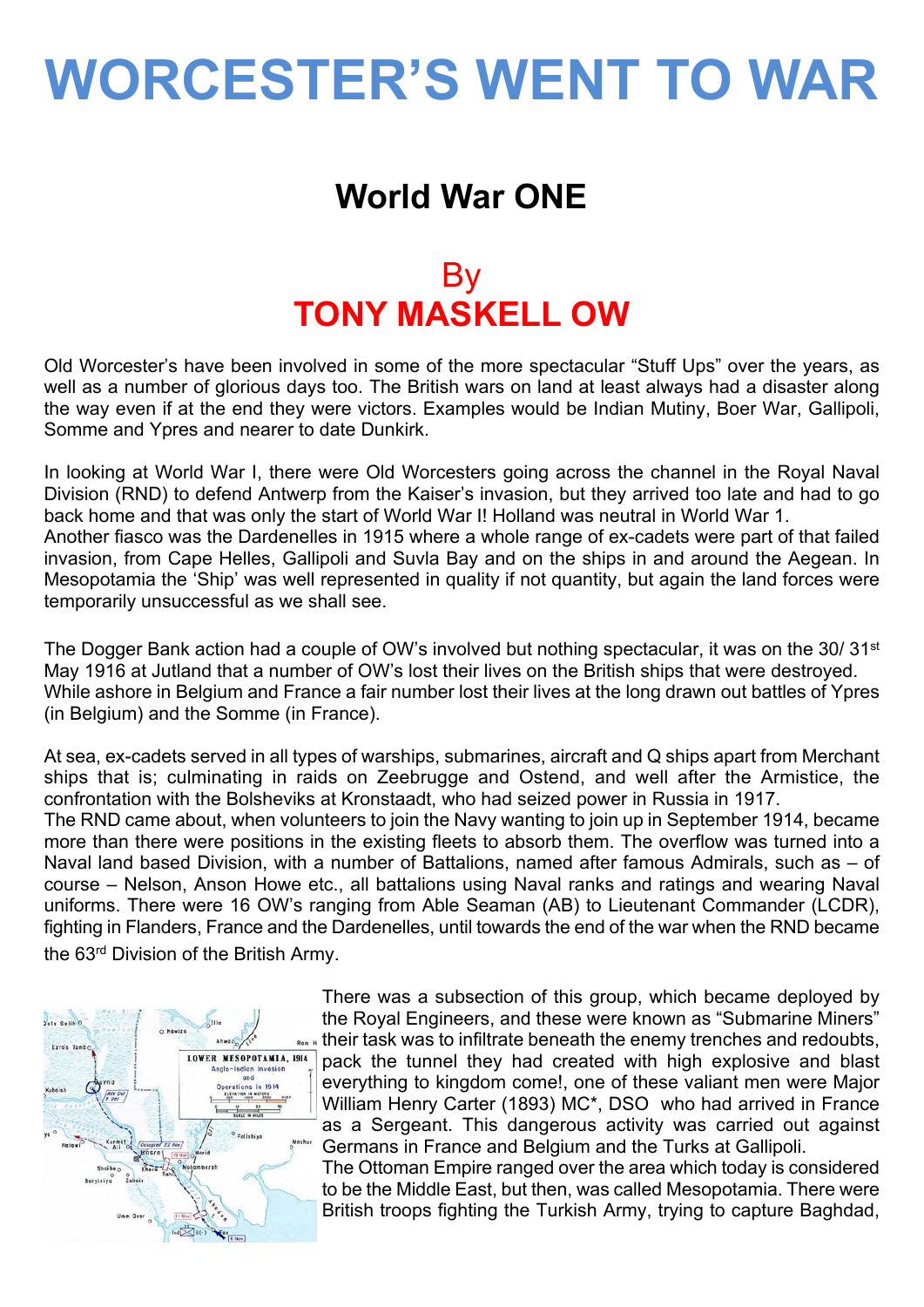# WORCESTER'S WENT TO WAR

## World War ONE

## By
## TONY MASKELL OW

Old Worcester's have been involved in some of the more spectacular "Stuff Ups" over the years, as well as a number of glorious days too. The British wars on land at least always had a disaster along the way even if at the end they were victors. Examples would be Indian Mutiny, Boer War, Gallipoli, Somme and Ypres and nearer to date Dunkirk.

In looking at World War I, there were Old Worcesters going across the channel in the Royal Naval Division (RND) to defend Antwerp from the Kaiser's invasion, but they arrived too late and had to go back home and that was only the start of World War I! Holland was neutral in World War 1.
Another fiasco was the Dardenelles in 1915 where a whole range of ex-cadets were part of that failed invasion, from Cape Helles, Gallipoli and Suvla Bay and on the ships in and around the Aegean. In Mesopotamia the 'Ship' was well represented in quality if not quantity, but again the land forces were temporarily unsuccessful as we shall see.

The Dogger Bank action had a couple of OW's involved but nothing spectacular, it was on the 30/ 31st May 1916 at Jutland that a number of OW's lost their lives on the British ships that were destroyed.
While ashore in Belgium and France a fair number lost their lives at the long drawn out battles of Ypres (in Belgium) and the Somme (in France).

At sea, ex-cadets served in all types of warships, submarines, aircraft and Q ships apart from Merchant ships that is; culminating in raids on Zeebrugge and Ostend, and well after the Armistice, the confrontation with the Bolsheviks at Kronstaadt, who had seized power in Russia in 1917.
The RND came about, when volunteers to join the Navy wanting to join up in September 1914, became more than there were positions in the existing fleets to absorb them. The overflow was turned into a Naval land based Division, with a number of Battalions, named after famous Admirals, such as – of course – Nelson, Anson Howe etc., all battalions using Naval ranks and ratings and wearing Naval uniforms. There were 16 OW's ranging from Able Seaman (AB) to Lieutenant Commander (LCDR), fighting in Flanders, France and the Dardenelles, until towards the end of the war when the RND became the 63rd Division of the British Army.

There was a subsection of this group, which became deployed by the Royal Engineers, and these were known as "Submarine Miners" their task was to infiltrate beneath the enemy trenches and redoubts, pack the tunnel they had created with high explosive and blast everything to kingdom come!, one of these valiant men were Major William Henry Carter (1893) MC*, DSO who had arrived in France as a Sergeant. This dangerous activity was carried out against Germans in France and Belgium and the Turks at Gallipoli.
The Ottoman Empire ranged over the area which today is considered to be the Middle East, but then, was called Mesopotamia. There were British troops fighting the Turkish Army, trying to capture Baghdad,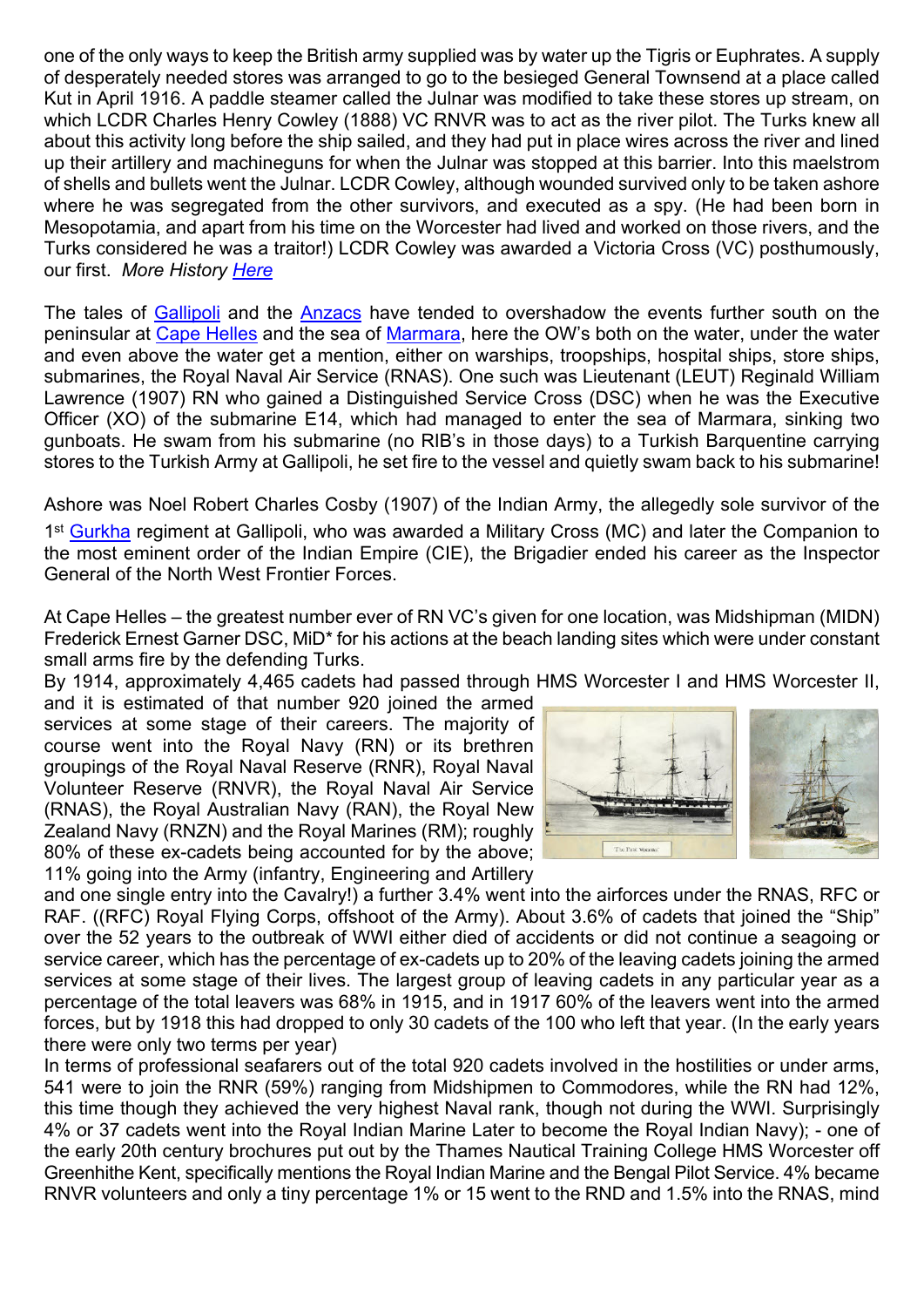one of the only ways to keep the British army supplied was by water up the Tigris or Euphrates. A supply of desperately needed stores was arranged to go to the besieged General Townsend at a place called Kut in April 1916. A paddle steamer called the Julnar was modified to take these stores up stream, on which LCDR Charles Henry Cowley (1888) VC RNVR was to act as the river pilot. The Turks knew all about this activity long before the ship sailed, and they had put in place wires across the river and lined up their artillery and machineguns for when the Julnar was stopped at this barrier. Into this maelstrom of shells and bullets went the Julnar. LCDR Cowley, although wounded survived only to be taken ashore where he was segregated from the other survivors, and executed as a spy. (He had been born in Mesopotamia, and apart from his time on the Worcester had lived and worked on those rivers, and the Turks considered he was a traitor!) LCDR Cowley was awarded a Victoria Cross (VC) posthumously, our first. *More History Here*

The tales of Gallipoli and the Anzacs have tended to overshadow the events further south on the peninsular at Cape Helles and the sea of Marmara, here the OW's both on the water, under the water and even above the water get a mention, either on warships, troopships, hospital ships, store ships, submarines, the Royal Naval Air Service (RNAS). One such was Lieutenant (LEUT) Reginald William Lawrence (1907) RN who gained a Distinguished Service Cross (DSC) when he was the Executive Officer (XO) of the submarine E14, which had managed to enter the sea of Marmara, sinking two gunboats. He swam from his submarine (no RIB's in those days) to a Turkish Barquentine carrying stores to the Turkish Army at Gallipoli, he set fire to the vessel and quietly swam back to his submarine!

Ashore was Noel Robert Charles Cosby (1907) of the Indian Army, the allegedly sole survivor of the 1st Gurkha regiment at Gallipoli, who was awarded a Military Cross (MC) and later the Companion to the most eminent order of the Indian Empire (CIE), the Brigadier ended his career as the Inspector General of the North West Frontier Forces.

At Cape Helles – the greatest number ever of RN VC's given for one location, was Midshipman (MIDN) Frederick Ernest Garner DSC, MiD* for his actions at the beach landing sites which were under constant small arms fire by the defending Turks.

By 1914, approximately 4,465 cadets had passed through HMS Worcester I and HMS Worcester II, and it is estimated of that number 920 joined the armed services at some stage of their careers. The majority of course went into the Royal Navy (RN) or its brethren groupings of the Royal Naval Reserve (RNR), Royal Naval Volunteer Reserve (RNVR), the Royal Naval Air Service (RNAS), the Royal Australian Navy (RAN), the Royal New Zealand Navy (RNZN) and the Royal Marines (RM); roughly 80% of these ex-cadets being accounted for by the above; 11% going into the Army (infantry, Engineering and Artillery and one single entry into the Cavalry!) a further 3.4% went into the airforces under the RNAS, RFC or RAF. ((RFC) Royal Flying Corps, offshoot of the Army). About 3.6% of cadets that joined the "Ship" over the 52 years to the outbreak of WWI either died of accidents or did not continue a seagoing or service career, which has the percentage of ex-cadets up to 20% of the leaving cadets joining the armed services at some stage of their lives. The largest group of leaving cadets in any particular year as a percentage of the total leavers was 68% in 1915, and in 1917 60% of the leavers went into the armed forces, but by 1918 this had dropped to only 30 cadets of the 100 who left that year. (In the early years there were only two terms per year)

In terms of professional seafarers out of the total 920 cadets involved in the hostilities or under arms, 541 were to join the RNR (59%) ranging from Midshipmen to Commodores, while the RN had 12%, this time though they achieved the very highest Naval rank, though not during the WWI. Surprisingly 4% or 37 cadets went into the Royal Indian Marine Later to become the Royal Indian Navy); - one of the early 20th century brochures put out by the Thames Nautical Training College HMS Worcester off Greenhithe Kent, specifically mentions the Royal Indian Marine and the Bengal Pilot Service. 4% became RNVR volunteers and only a tiny percentage 1% or 15 went to the RND and 1.5% into the RNAS, mind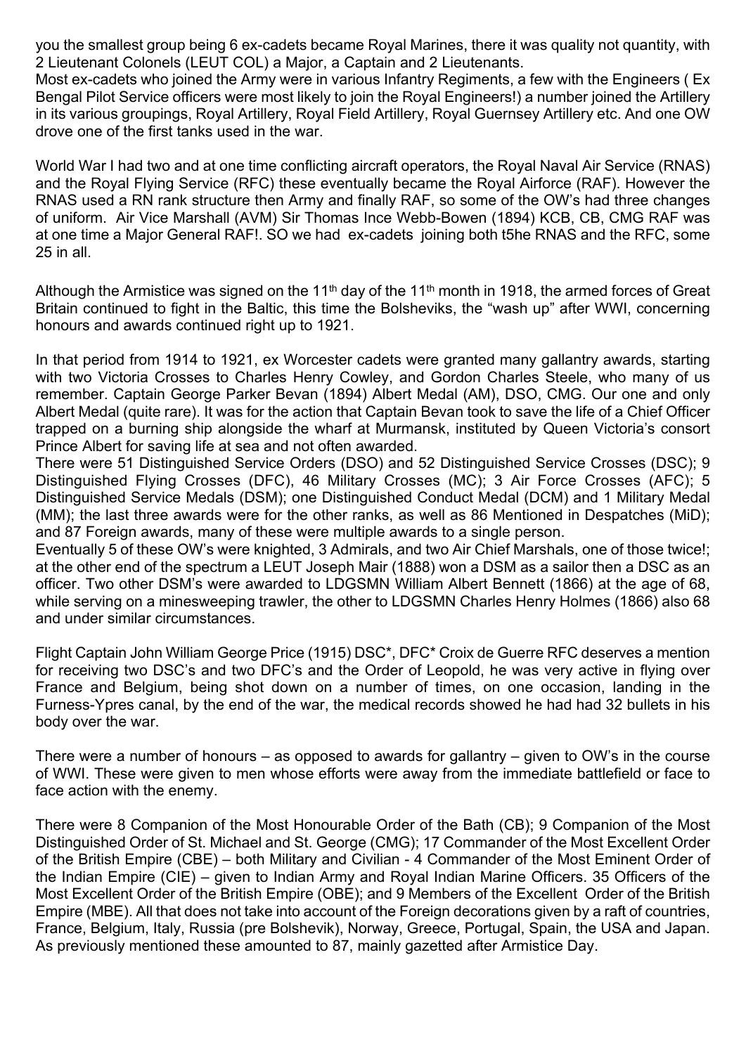you the smallest group being 6 ex-cadets became Royal Marines, there it was quality not quantity, with 2 Lieutenant Colonels (LEUT COL) a Major, a Captain and 2 Lieutenants.

Most ex-cadets who joined the Army were in various Infantry Regiments, a few with the Engineers ( Ex Bengal Pilot Service officers were most likely to join the Royal Engineers!) a number joined the Artillery in its various groupings, Royal Artillery, Royal Field Artillery, Royal Guernsey Artillery etc. And one OW drove one of the first tanks used in the war.

World War I had two and at one time conflicting aircraft operators, the Royal Naval Air Service (RNAS) and the Royal Flying Service (RFC) these eventually became the Royal Airforce (RAF). However the RNAS used a RN rank structure then Army and finally RAF, so some of the OW's had three changes of uniform. Air Vice Marshall (AVM) Sir Thomas Ince Webb-Bowen (1894) KCB, CB, CMG RAF was at one time a Major General RAF!. SO we had ex-cadets joining both t5he RNAS and the RFC, some 25 in all.

Although the Armistice was signed on the 11th day of the 11th month in 1918, the armed forces of Great Britain continued to fight in the Baltic, this time the Bolsheviks, the "wash up" after WWI, concerning honours and awards continued right up to 1921.

In that period from 1914 to 1921, ex Worcester cadets were granted many gallantry awards, starting with two Victoria Crosses to Charles Henry Cowley, and Gordon Charles Steele, who many of us remember. Captain George Parker Bevan (1894) Albert Medal (AM), DSO, CMG. Our one and only Albert Medal (quite rare). It was for the action that Captain Bevan took to save the life of a Chief Officer trapped on a burning ship alongside the wharf at Murmansk, instituted by Queen Victoria's consort Prince Albert for saving life at sea and not often awarded.

There were 51 Distinguished Service Orders (DSO) and 52 Distinguished Service Crosses (DSC); 9 Distinguished Flying Crosses (DFC), 46 Military Crosses (MC); 3 Air Force Crosses (AFC); 5 Distinguished Service Medals (DSM); one Distinguished Conduct Medal (DCM) and 1 Military Medal (MM); the last three awards were for the other ranks, as well as 86 Mentioned in Despatches (MiD); and 87 Foreign awards, many of these were multiple awards to a single person.

Eventually 5 of these OW's were knighted, 3 Admirals, and two Air Chief Marshals, one of those twice!; at the other end of the spectrum a LEUT Joseph Mair (1888) won a DSM as a sailor then a DSC as an officer. Two other DSM's were awarded to LDGSMN William Albert Bennett (1866) at the age of 68, while serving on a minesweeping trawler, the other to LDGSMN Charles Henry Holmes (1866) also 68 and under similar circumstances.

Flight Captain John William George Price (1915) DSC*, DFC* Croix de Guerre RFC deserves a mention for receiving two DSC's and two DFC's and the Order of Leopold, he was very active in flying over France and Belgium, being shot down on a number of times, on one occasion, landing in the Furness-Ypres canal, by the end of the war, the medical records showed he had had 32 bullets in his body over the war.

There were a number of honours – as opposed to awards for gallantry – given to OW's in the course of WWI. These were given to men whose efforts were away from the immediate battlefield or face to face action with the enemy.

There were 8 Companion of the Most Honourable Order of the Bath (CB); 9 Companion of the Most Distinguished Order of St. Michael and St. George (CMG); 17 Commander of the Most Excellent Order of the British Empire (CBE) – both Military and Civilian - 4 Commander of the Most Eminent Order of the Indian Empire (CIE) – given to Indian Army and Royal Indian Marine Officers. 35 Officers of the Most Excellent Order of the British Empire (OBE); and 9 Members of the Excellent Order of the British Empire (MBE). All that does not take into account of the Foreign decorations given by a raft of countries, France, Belgium, Italy, Russia (pre Bolshevik), Norway, Greece, Portugal, Spain, the USA and Japan. As previously mentioned these amounted to 87, mainly gazetted after Armistice Day.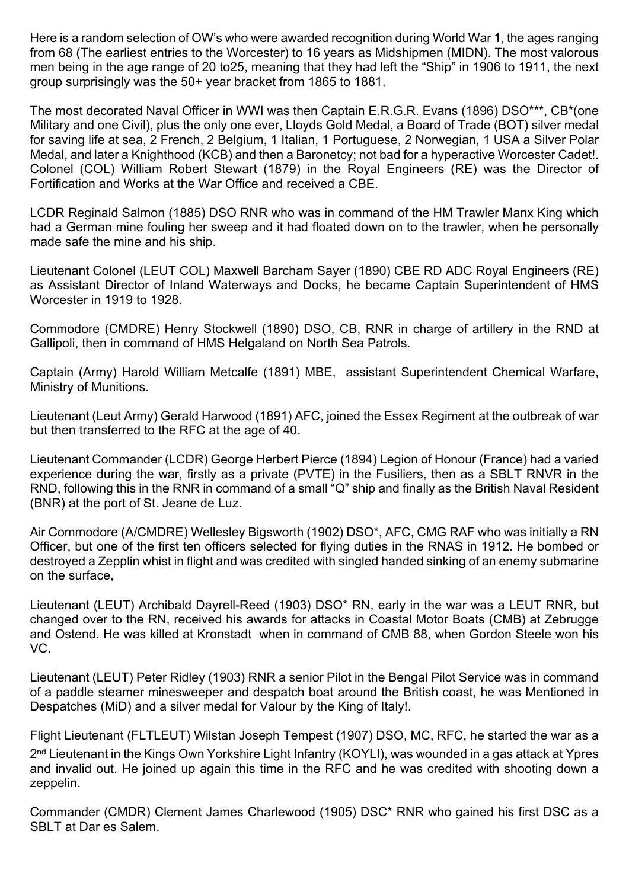Here is a random selection of OW's who were awarded recognition during World War 1, the ages ranging from 68 (The earliest entries to the Worcester) to 16 years as Midshipmen (MIDN). The most valorous men being in the age range of 20 to25, meaning that they had left the "Ship" in 1906 to 1911, the next group surprisingly was the 50+ year bracket from 1865 to 1881.

The most decorated Naval Officer in WWI was then Captain E.R.G.R. Evans (1896) DSO***, CB*(one Military and one Civil), plus the only one ever, Lloyds Gold Medal, a Board of Trade (BOT) silver medal for saving life at sea, 2 French, 2 Belgium, 1 Italian, 1 Portuguese, 2 Norwegian, 1 USA a Silver Polar Medal, and later a Knighthood (KCB) and then a Baronetcy; not bad for a hyperactive Worcester Cadet!. Colonel (COL) William Robert Stewart (1879) in the Royal Engineers (RE) was the Director of Fortification and Works at the War Office and received a CBE.

LCDR Reginald Salmon (1885) DSO RNR who was in command of the HM Trawler Manx King which had a German mine fouling her sweep and it had floated down on to the trawler, when he personally made safe the mine and his ship.

Lieutenant Colonel (LEUT COL) Maxwell Barcham Sayer (1890) CBE RD ADC Royal Engineers (RE) as Assistant Director of Inland Waterways and Docks, he became Captain Superintendent of HMS Worcester in 1919 to 1928.

Commodore (CMDRE) Henry Stockwell (1890) DSO, CB, RNR in charge of artillery in the RND at Gallipoli, then in command of HMS Helgaland on North Sea Patrols.

Captain (Army) Harold William Metcalfe (1891) MBE, assistant Superintendent Chemical Warfare, Ministry of Munitions.

Lieutenant (Leut Army) Gerald Harwood (1891) AFC, joined the Essex Regiment at the outbreak of war but then transferred to the RFC at the age of 40.

Lieutenant Commander (LCDR) George Herbert Pierce (1894) Legion of Honour (France) had a varied experience during the war, firstly as a private (PVTE) in the Fusiliers, then as a SBLT RNVR in the RND, following this in the RNR in command of a small "Q" ship and finally as the British Naval Resident (BNR) at the port of St. Jeane de Luz.

Air Commodore (A/CMDRE) Wellesley Bigsworth (1902) DSO*, AFC, CMG RAF who was initially a RN Officer, but one of the first ten officers selected for flying duties in the RNAS in 1912. He bombed or destroyed a Zepplin whist in flight and was credited with singled handed sinking of an enemy submarine on the surface,

Lieutenant (LEUT) Archibald Dayrell-Reed (1903) DSO* RN, early in the war was a LEUT RNR, but changed over to the RN, received his awards for attacks in Coastal Motor Boats (CMB) at Zebrugge and Ostend. He was killed at Kronstadt when in command of CMB 88, when Gordon Steele won his VC.

Lieutenant (LEUT) Peter Ridley (1903) RNR a senior Pilot in the Bengal Pilot Service was in command of a paddle steamer minesweeper and despatch boat around the British coast, he was Mentioned in Despatches (MiD) and a silver medal for Valour by the King of Italy!.

Flight Lieutenant (FLTLEUT) Wilstan Joseph Tempest (1907) DSO, MC, RFC, he started the war as a 2nd Lieutenant in the Kings Own Yorkshire Light Infantry (KOYLI), was wounded in a gas attack at Ypres and invalid out. He joined up again this time in the RFC and he was credited with shooting down a zeppelin.

Commander (CMDR) Clement James Charlewood (1905) DSC* RNR who gained his first DSC as a SBLT at Dar es Salem.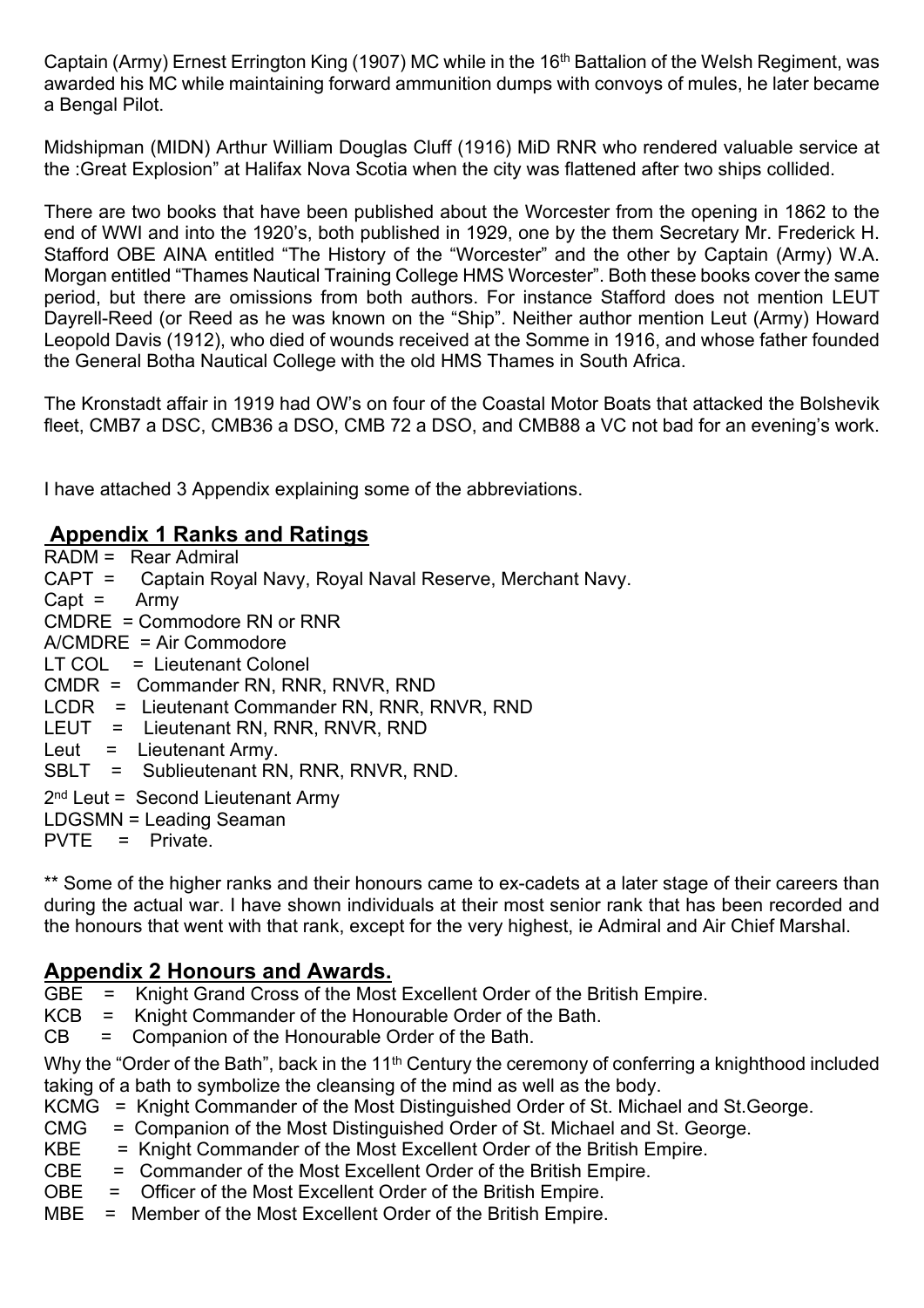Captain (Army) Ernest Errington King (1907) MC while in the 16th Battalion of the Welsh Regiment, was awarded his MC while maintaining forward ammunition dumps with convoys of mules, he later became a Bengal Pilot.

Midshipman (MIDN) Arthur William Douglas Cluff (1916) MiD RNR who rendered valuable service at the :Great Explosion" at Halifax Nova Scotia when the city was flattened after two ships collided.

There are two books that have been published about the Worcester from the opening in 1862 to the end of WWI and into the 1920's, both published in 1929, one by the them Secretary Mr. Frederick H. Stafford OBE AINA entitled "The History of the "Worcester" and the other by Captain (Army) W.A. Morgan entitled "Thames Nautical Training College HMS Worcester". Both these books cover the same period, but there are omissions from both authors. For instance Stafford does not mention LEUT Dayrell-Reed (or Reed as he was known on the "Ship". Neither author mention Leut (Army) Howard Leopold Davis (1912), who died of wounds received at the Somme in 1916, and whose father founded the General Botha Nautical College with the old HMS Thames in South Africa.

The Kronstadt affair in 1919 had OW's on four of the Coastal Motor Boats that attacked the Bolshevik fleet, CMB7 a DSC, CMB36 a DSO, CMB 72 a DSO, and CMB88 a VC not bad for an evening's work.

I have attached 3 Appendix explaining some of the abbreviations.

## Appendix 1 Ranks and Ratings

RADM = Rear Admiral
CAPT = Captain Royal Navy, Royal Naval Reserve, Merchant Navy.
Capt = Army
CMDRE = Commodore RN or RNR
A/CMDRE = Air Commodore
LT COL = Lieutenant Colonel
CMDR = Commander RN, RNR, RNVR, RND
LCDR = Lieutenant Commander RN, RNR, RNVR, RND
LEUT = Lieutenant RN, RNR, RNVR, RND
Leut = Lieutenant Army.
SBLT = Sublieutenant RN, RNR, RNVR, RND.
2nd Leut = Second Lieutenant Army
LDGSMN = Leading Seaman
PVTE = Private.

** Some of the higher ranks and their honours came to ex-cadets at a later stage of their careers than during the actual war. I have shown individuals at their most senior rank that has been recorded and the honours that went with that rank, except for the very highest, ie Admiral and Air Chief Marshal.

## Appendix 2 Honours and Awards.

GBE = Knight Grand Cross of the Most Excellent Order of the British Empire.
KCB = Knight Commander of the Honourable Order of the Bath.
CB = Companion of the Honourable Order of the Bath.

Why the "Order of the Bath", back in the 11th Century the ceremony of conferring a knighthood included taking of a bath to symbolize the cleansing of the mind as well as the body.

KCMG = Knight Commander of the Most Distinguished Order of St. Michael and St.George.
CMG = Companion of the Most Distinguished Order of St. Michael and St. George.
KBE = Knight Commander of the Most Excellent Order of the British Empire.
CBE = Commander of the Most Excellent Order of the British Empire.
OBE = Officer of the Most Excellent Order of the British Empire.
MBE = Member of the Most Excellent Order of the British Empire.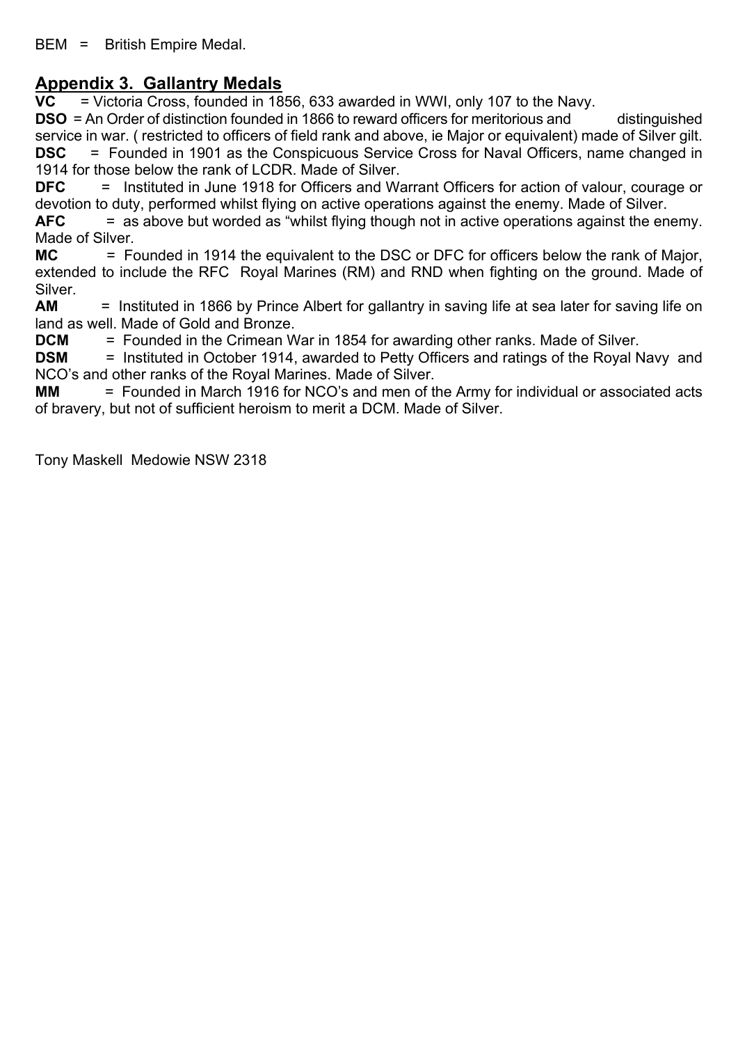BEM = British Empire Medal.

## Appendix 3. Gallantry Medals

**VC** = Victoria Cross, founded in 1856, 633 awarded in WWI, only 107 to the Navy.

**DSO** = An Order of distinction founded in 1866 to reward officers for meritorious and distinguished service in war. ( restricted to officers of field rank and above, ie Major or equivalent) made of Silver gilt.

**DSC** = Founded in 1901 as the Conspicuous Service Cross for Naval Officers, name changed in 1914 for those below the rank of LCDR. Made of Silver.

**DFC** = Instituted in June 1918 for Officers and Warrant Officers for action of valour, courage or devotion to duty, performed whilst flying on active operations against the enemy. Made of Silver.

**AFC** = as above but worded as "whilst flying though not in active operations against the enemy. Made of Silver.

**MC** = Founded in 1914 the equivalent to the DSC or DFC for officers below the rank of Major, extended to include the RFC Royal Marines (RM) and RND when fighting on the ground. Made of Silver.

**AM** = Instituted in 1866 by Prince Albert for gallantry in saving life at sea later for saving life on land as well. Made of Gold and Bronze.

**DCM** = Founded in the Crimean War in 1854 for awarding other ranks. Made of Silver.

**DSM** = Instituted in October 1914, awarded to Petty Officers and ratings of the Royal Navy and NCO's and other ranks of the Royal Marines. Made of Silver.

**MM** = Founded in March 1916 for NCO's and men of the Army for individual or associated acts of bravery, but not of sufficient heroism to merit a DCM. Made of Silver.

Tony Maskell Medowie NSW 2318